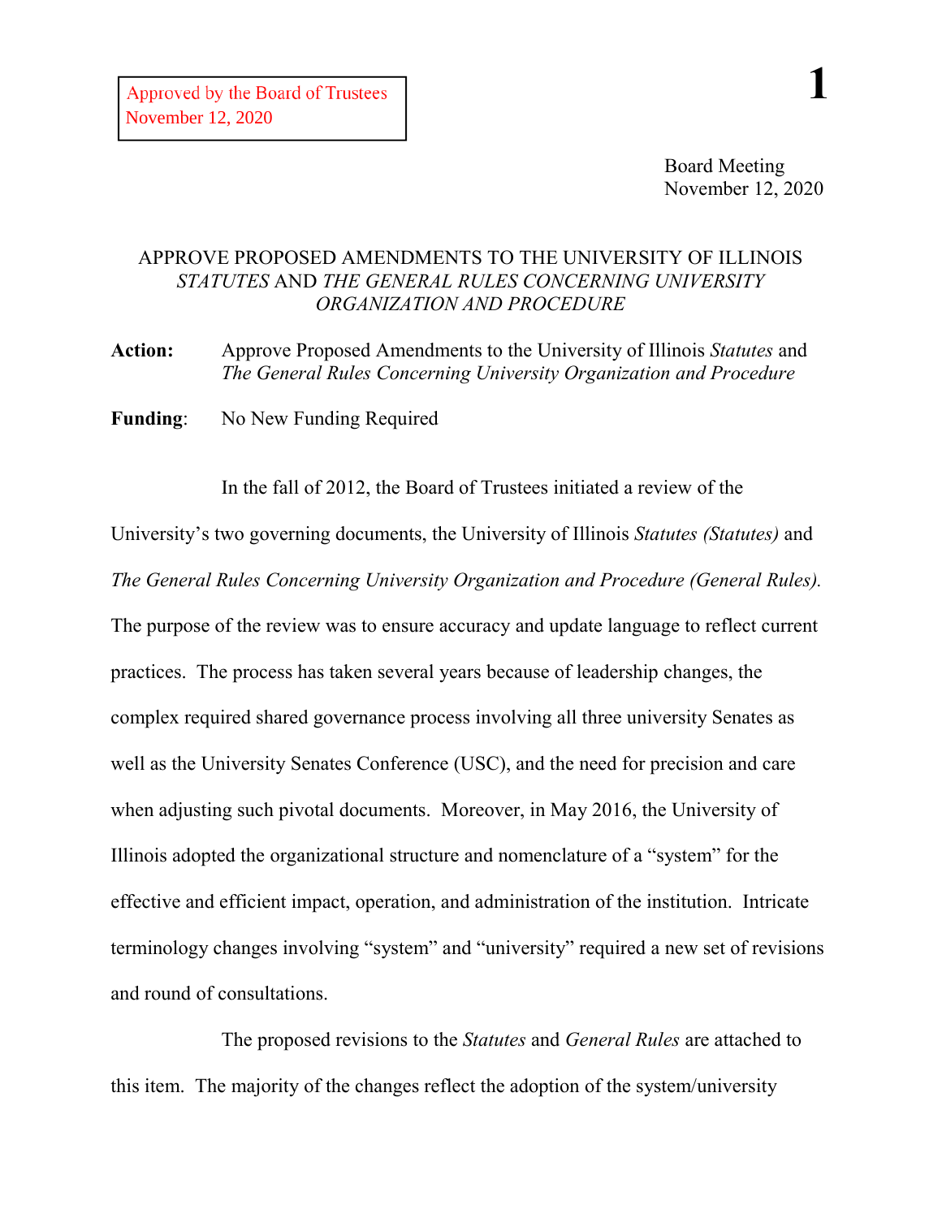Approved by the Board of Trustees
November 12, 2020

Board Meeting
November 12, 2020

# APPROVE PROPOSED AMENDMENTS TO THE UNIVERSITY OF ILLINOIS *STATUTES* AND *THE GENERAL RULES CONCERNING UNIVERSITY ORGANIZATION AND PROCEDURE*

**Action:** Approve Proposed Amendments to the University of Illinois *Statutes* and *The General Rules Concerning University Organization and Procedure*

**Funding**: No New Funding Required

In the fall of 2012, the Board of Trustees initiated a review of the University's two governing documents, the University of Illinois *Statutes (Statutes)* and *The General Rules Concerning University Organization and Procedure (General Rules).* The purpose of the review was to ensure accuracy and update language to reflect current practices. The process has taken several years because of leadership changes, the complex required shared governance process involving all three university Senates as well as the University Senates Conference (USC), and the need for precision and care when adjusting such pivotal documents. Moreover, in May 2016, the University of Illinois adopted the organizational structure and nomenclature of a "system" for the effective and efficient impact, operation, and administration of the institution. Intricate terminology changes involving "system" and "university" required a new set of revisions and round of consultations.

The proposed revisions to the *Statutes* and *General Rules* are attached to this item. The majority of the changes reflect the adoption of the system/university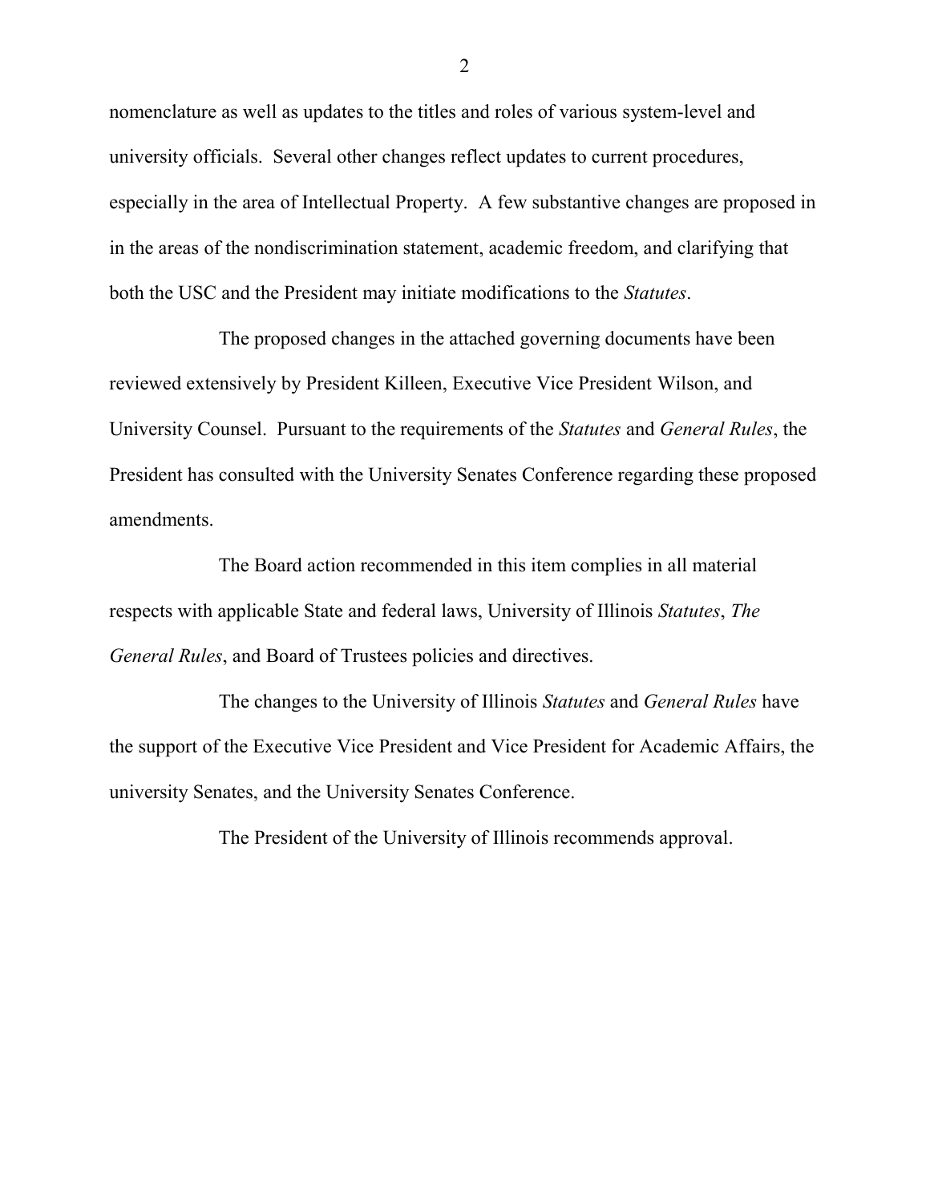nomenclature as well as updates to the titles and roles of various system-level and university officials. Several other changes reflect updates to current procedures, especially in the area of Intellectual Property. A few substantive changes are proposed in in the areas of the nondiscrimination statement, academic freedom, and clarifying that both the USC and the President may initiate modifications to the *Statutes*.

The proposed changes in the attached governing documents have been reviewed extensively by President Killeen, Executive Vice President Wilson, and University Counsel. Pursuant to the requirements of the *Statutes* and *General Rules*, the President has consulted with the University Senates Conference regarding these proposed amendments.

The Board action recommended in this item complies in all material respects with applicable State and federal laws, University of Illinois *Statutes*, *The General Rules*, and Board of Trustees policies and directives.

The changes to the University of Illinois *Statutes* and *General Rules* have the support of the Executive Vice President and Vice President for Academic Affairs, the university Senates, and the University Senates Conference.

The President of the University of Illinois recommends approval.